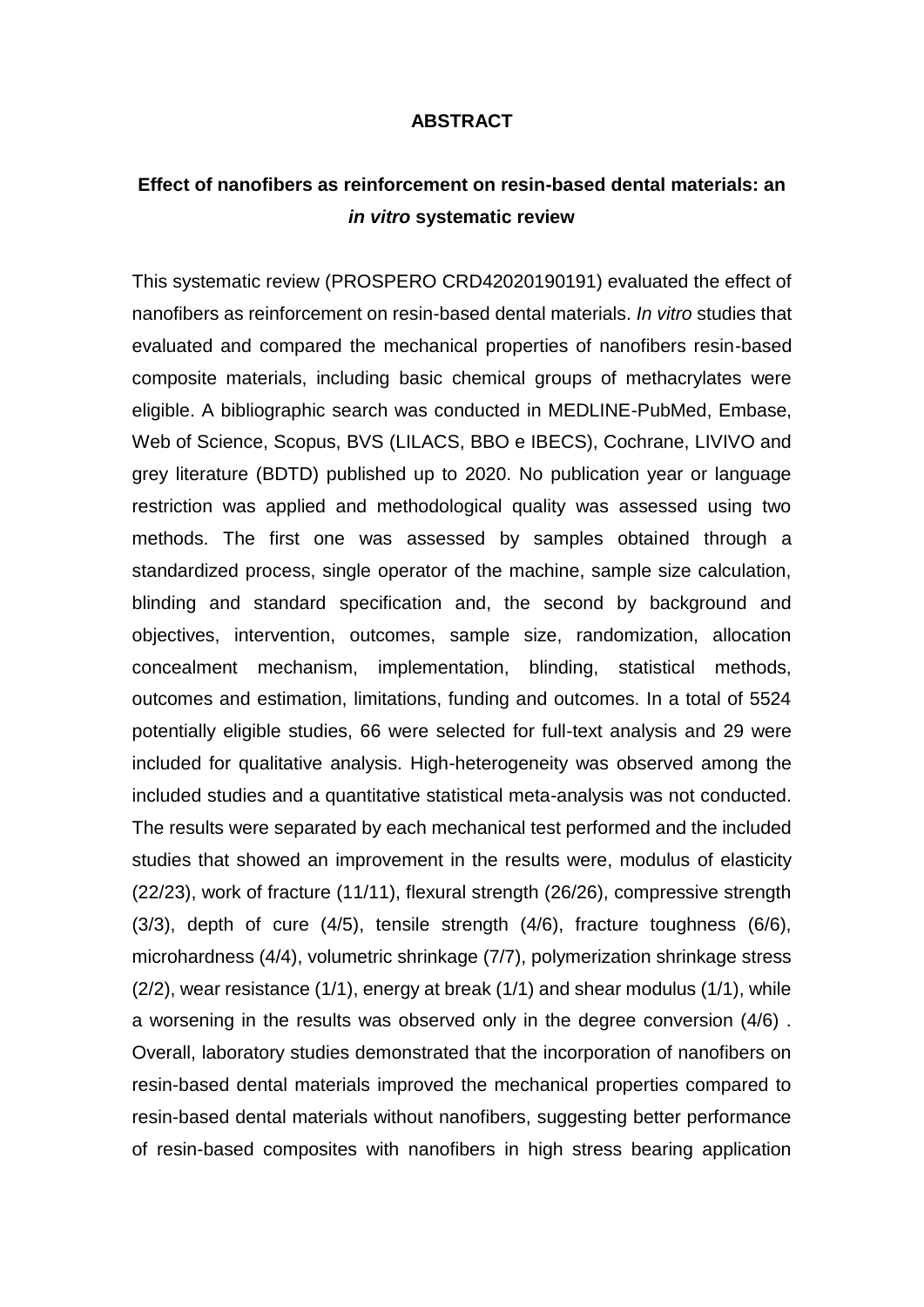# ABSTRACT

## Effect of nanofibers as reinforcement on resin-based dental materials: an *in vitro* systematic review

This systematic review (PROSPERO CRD42020190191) evaluated the effect of nanofibers as reinforcement on resin-based dental materials. *In vitro* studies that evaluated and compared the mechanical properties of nanofibers resin-based composite materials, including basic chemical groups of methacrylates were eligible. A bibliographic search was conducted in MEDLINE-PubMed, Embase, Web of Science, Scopus, BVS (LILACS, BBO e IBECS), Cochrane, LIVIVO and grey literature (BDTD) published up to 2020. No publication year or language restriction was applied and methodological quality was assessed using two methods. The first one was assessed by samples obtained through a standardized process, single operator of the machine, sample size calculation, blinding and standard specification and, the second by background and objectives, intervention, outcomes, sample size, randomization, allocation concealment mechanism, implementation, blinding, statistical methods, outcomes and estimation, limitations, funding and outcomes. In a total of 5524 potentially eligible studies, 66 were selected for full-text analysis and 29 were included for qualitative analysis. High-heterogeneity was observed among the included studies and a quantitative statistical meta-analysis was not conducted. The results were separated by each mechanical test performed and the included studies that showed an improvement in the results were, modulus of elasticity (22/23), work of fracture (11/11), flexural strength (26/26), compressive strength (3/3), depth of cure (4/5), tensile strength (4/6), fracture toughness (6/6), microhardness (4/4), volumetric shrinkage (7/7), polymerization shrinkage stress (2/2), wear resistance (1/1), energy at break (1/1) and shear modulus (1/1), while a worsening in the results was observed only in the degree conversion (4/6) . Overall, laboratory studies demonstrated that the incorporation of nanofibers on resin-based dental materials improved the mechanical properties compared to resin-based dental materials without nanofibers, suggesting better performance of resin-based composites with nanofibers in high stress bearing application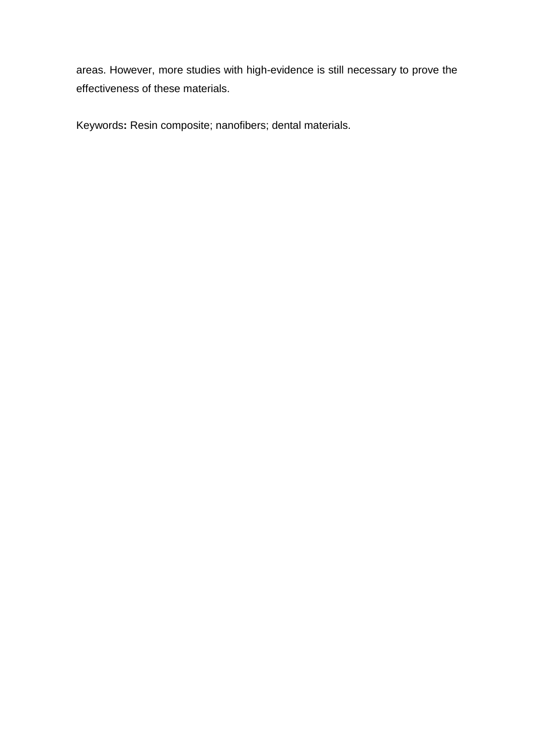areas. However, more studies with high-evidence is still necessary to prove the effectiveness of these materials.

Keywords**:** Resin composite; nanofibers; dental materials.